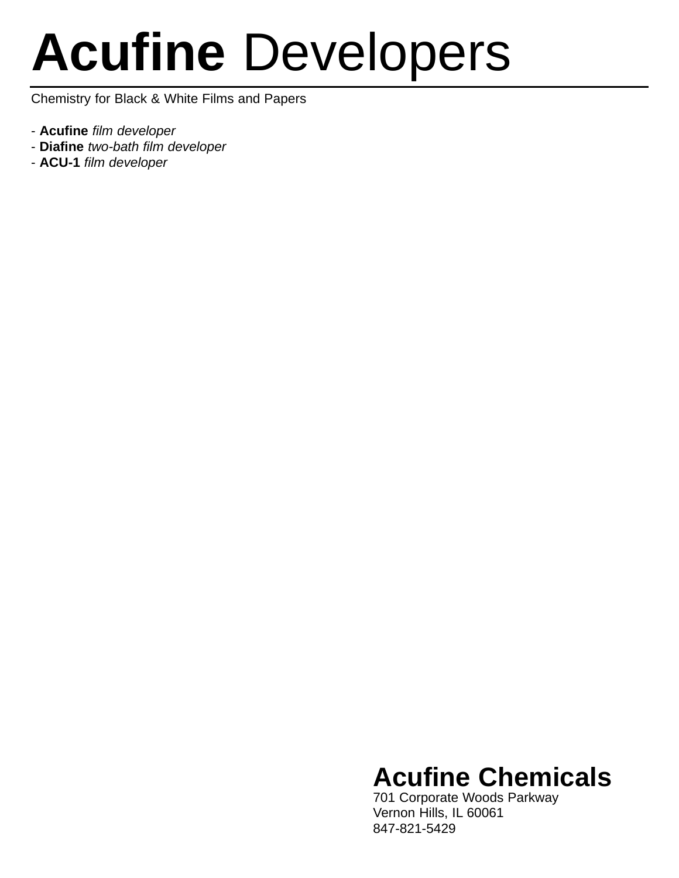# **Acufine** Developers

Chemistry for Black & White Films and Papers

- **Acufine** *film developer*
- **Diafine** *two-bath film developer*
- **ACU-1** *film developer*

## Acufine Chemicals

701 Corporate Woods Parkway
Vernon Hills, IL 60061
847-821-5429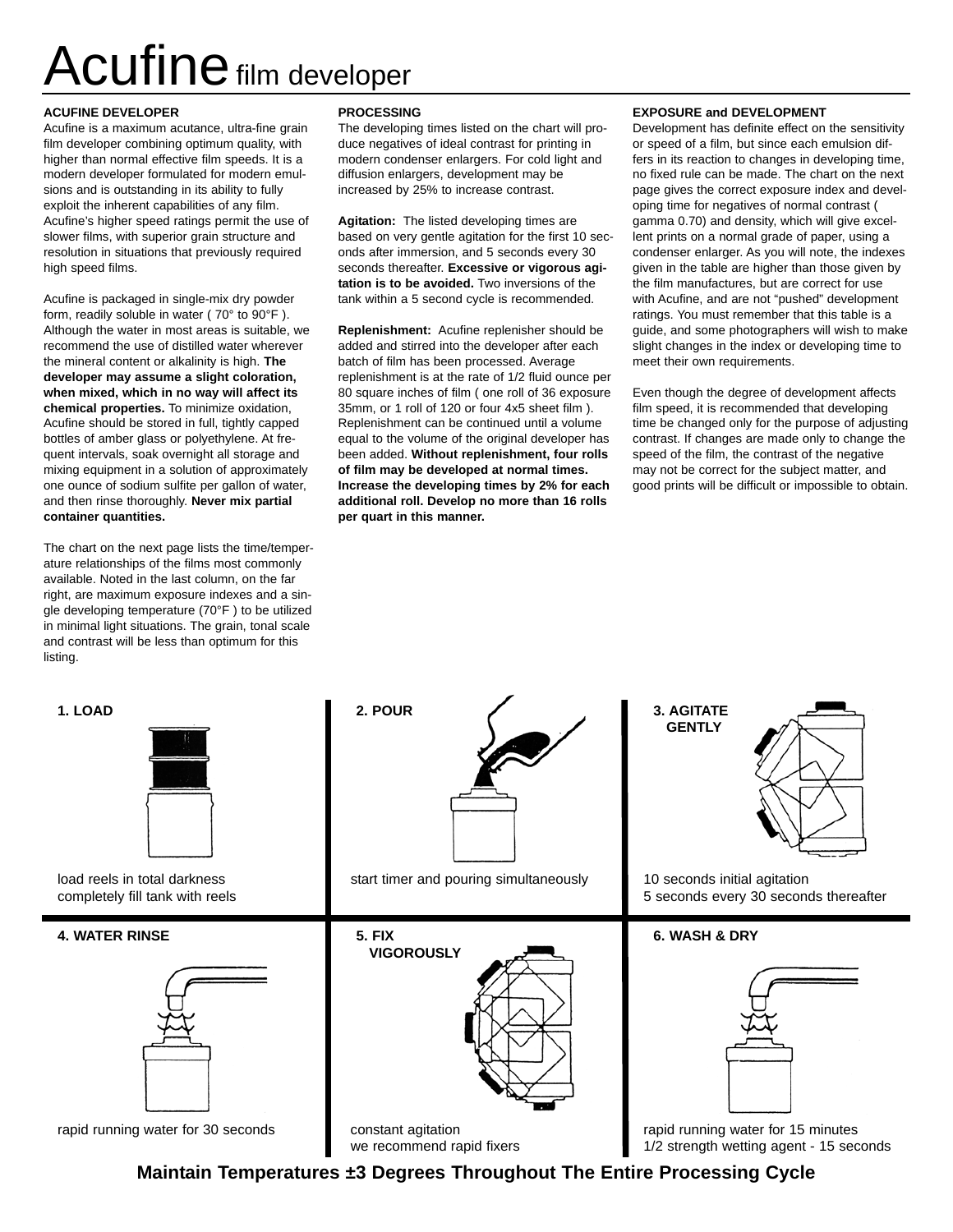# Acufine film developer

**ACUFINE DEVELOPER**

Acufine is a maximum acutance, ultra-fine grain film developer combining optimum quality, with higher than normal effective film speeds. It is a modern developer formulated for modern emulsions and is outstanding in its ability to fully exploit the inherent capabilities of any film. Acufine's higher speed ratings permit the use of slower films, with superior grain structure and resolution in situations that previously required high speed films.

Acufine is packaged in single-mix dry powder form, readily soluble in water ( 70° to 90°F ). Although the water in most areas is suitable, we recommend the use of distilled water wherever the mineral content or alkalinity is high. **The developer may assume a slight coloration, when mixed, which in no way will affect its chemical properties.** To minimize oxidation, Acufine should be stored in full, tightly capped bottles of amber glass or polyethylene. At frequent intervals, soak overnight all storage and mixing equipment in a solution of approximately one ounce of sodium sulfite per gallon of water, and then rinse thoroughly. **Never mix partial container quantities.**

The chart on the next page lists the time/temperature relationships of the films most commonly available. Noted in the last column, on the far right, are maximum exposure indexes and a single developing temperature (70°F ) to be utilized in minimal light situations. The grain, tonal scale and contrast will be less than optimum for this listing.

**PROCESSING**

The developing times listed on the chart will produce negatives of ideal contrast for printing in modern condenser enlargers. For cold light and diffusion enlargers, development may be increased by 25% to increase contrast.

**Agitation:** The listed developing times are based on very gentle agitation for the first 10 seconds after immersion, and 5 seconds every 30 seconds thereafter. **Excessive or vigorous agitation is to be avoided.** Two inversions of the tank within a 5 second cycle is recommended.

**Replenishment:** Acufine replenisher should be added and stirred into the developer after each batch of film has been processed. Average replenishment is at the rate of 1/2 fluid ounce per 80 square inches of film ( one roll of 36 exposure 35mm, or 1 roll of 120 or four 4x5 sheet film ). Replenishment can be continued until a volume equal to the volume of the original developer has been added. **Without replenishment, four rolls of film may be developed at normal times. Increase the developing times by 2% for each additional roll. Develop no more than 16 rolls per quart in this manner.**

**EXPOSURE and DEVELOPMENT**

Development has definite effect on the sensitivity or speed of a film, but since each emulsion differs in its reaction to changes in developing time, no fixed rule can be made. The chart on the next page gives the correct exposure index and developing time for negatives of normal contrast ( gamma 0.70) and density, which will give excellent prints on a normal grade of paper, using a condenser enlarger. As you will note, the indexes given in the table are higher than those given by the film manufactures, but are correct for use with Acufine, and are not "pushed" development ratings. You must remember that this table is a guide, and some photographers will wish to make slight changes in the index or developing time to meet their own requirements.

Even though the degree of development affects film speed, it is recommended that developing time be changed only for the purpose of adjusting contrast. If changes are made only to change the speed of the film, the contrast of the negative may not be correct for the subject matter, and good prints will be difficult or impossible to obtain.

**1. LOAD**

load reels in total darkness
completely fill tank with reels

**2. POUR**

start timer and pouring simultaneously

**3. AGITATE GENTLY**

10 seconds initial agitation
5 seconds every 30 seconds thereafter

**4. WATER RINSE**

rapid running water for 30 seconds

**5. FIX VIGOROUSLY**

constant agitation
we recommend rapid fixers

**6. WASH & DRY**

rapid running water for 15 minutes
1/2 strength wetting agent - 15 seconds

**Maintain Temperatures ±3 Degrees Throughout The Entire Processing Cycle**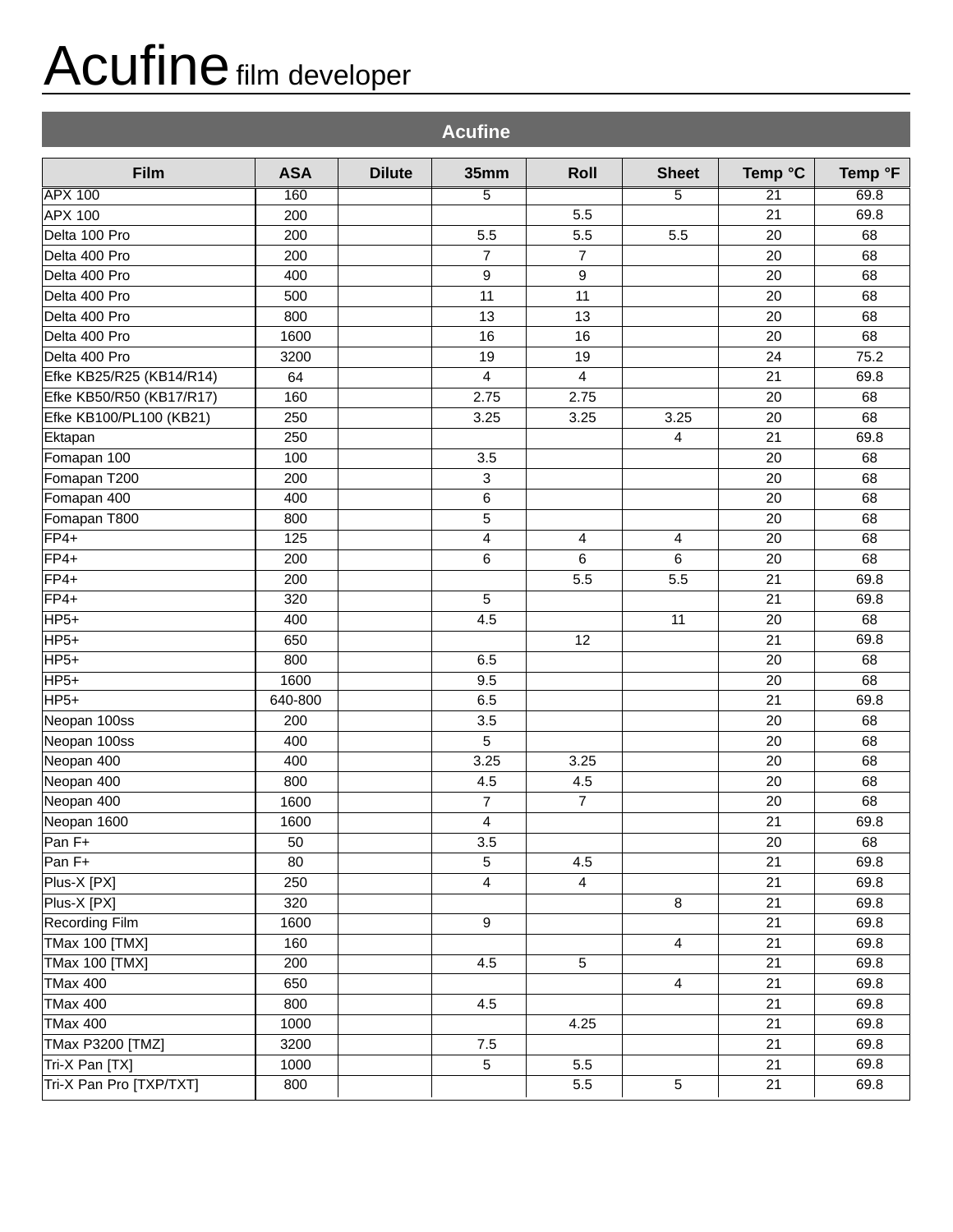# Acufine film developer

| Acufine | | | | | | | |
|---|---|---|---|---|---|---|---|
| **Film** | **ASA** | **Dilute** | **35mm** | **Roll** | **Sheet** | **Temp °C** | **Temp °F** |
| APX 100 | 160 | | 5 | | 5 | 21 | 69.8 |
| APX 100 | 200 | | | 5.5 | | 21 | 69.8 |
| Delta 100 Pro | 200 | | 5.5 | 5.5 | 5.5 | 20 | 68 |
| Delta 400 Pro | 200 | | 7 | 7 | | 20 | 68 |
| Delta 400 Pro | 400 | | 9 | 9 | | 20 | 68 |
| Delta 400 Pro | 500 | | 11 | 11 | | 20 | 68 |
| Delta 400 Pro | 800 | | 13 | 13 | | 20 | 68 |
| Delta 400 Pro | 1600 | | 16 | 16 | | 20 | 68 |
| Delta 400 Pro | 3200 | | 19 | 19 | | 24 | 75.2 |
| Efke KB25/R25 (KB14/R14) | 64 | | 4 | 4 | | 21 | 69.8 |
| Efke KB50/R50 (KB17/R17) | 160 | | 2.75 | 2.75 | | 20 | 68 |
| Efke KB100/PL100 (KB21) | 250 | | 3.25 | 3.25 | 3.25 | 20 | 68 |
| Ektapan | 250 | | | | 4 | 21 | 69.8 |
| Fomapan 100 | 100 | | 3.5 | | | 20 | 68 |
| Fomapan T200 | 200 | | 3 | | | 20 | 68 |
| Fomapan 400 | 400 | | 6 | | | 20 | 68 |
| Fomapan T800 | 800 | | 5 | | | 20 | 68 |
| FP4+ | 125 | | 4 | 4 | 4 | 20 | 68 |
| FP4+ | 200 | | 6 | 6 | 6 | 20 | 68 |
| FP4+ | 200 | | | 5.5 | 5.5 | 21 | 69.8 |
| FP4+ | 320 | | 5 | | | 21 | 69.8 |
| HP5+ | 400 | | 4.5 | | 11 | 20 | 68 |
| HP5+ | 650 | | | 12 | | 21 | 69.8 |
| HP5+ | 800 | | 6.5 | | | 20 | 68 |
| HP5+ | 1600 | | 9.5 | | | 20 | 68 |
| HP5+ | 640-800 | | 6.5 | | | 21 | 69.8 |
| Neopan 100ss | 200 | | 3.5 | | | 20 | 68 |
| Neopan 100ss | 400 | | 5 | | | 20 | 68 |
| Neopan 400 | 400 | | 3.25 | 3.25 | | 20 | 68 |
| Neopan 400 | 800 | | 4.5 | 4.5 | | 20 | 68 |
| Neopan 400 | 1600 | | 7 | 7 | | 20 | 68 |
| Neopan 1600 | 1600 | | 4 | | | 21 | 69.8 |
| Pan F+ | 50 | | 3.5 | | | 20 | 68 |
| Pan F+ | 80 | | 5 | 4.5 | | 21 | 69.8 |
| Plus-X [PX] | 250 | | 4 | 4 | | 21 | 69.8 |
| Plus-X [PX] | 320 | | | | 8 | 21 | 69.8 |
| Recording Film | 1600 | | 9 | | | 21 | 69.8 |
| TMax 100 [TMX] | 160 | | | | 4 | 21 | 69.8 |
| TMax 100 [TMX] | 200 | | 4.5 | 5 | | 21 | 69.8 |
| TMax 400 | 650 | | | | 4 | 21 | 69.8 |
| TMax 400 | 800 | | 4.5 | | | 21 | 69.8 |
| TMax 400 | 1000 | | | 4.25 | | 21 | 69.8 |
| TMax P3200 [TMZ] | 3200 | | 7.5 | | | 21 | 69.8 |
| Tri-X Pan [TX] | 1000 | | 5 | 5.5 | | 21 | 69.8 |
| Tri-X Pan Pro [TXP/TXT] | 800 | | | 5.5 | 5 | 21 | 69.8 |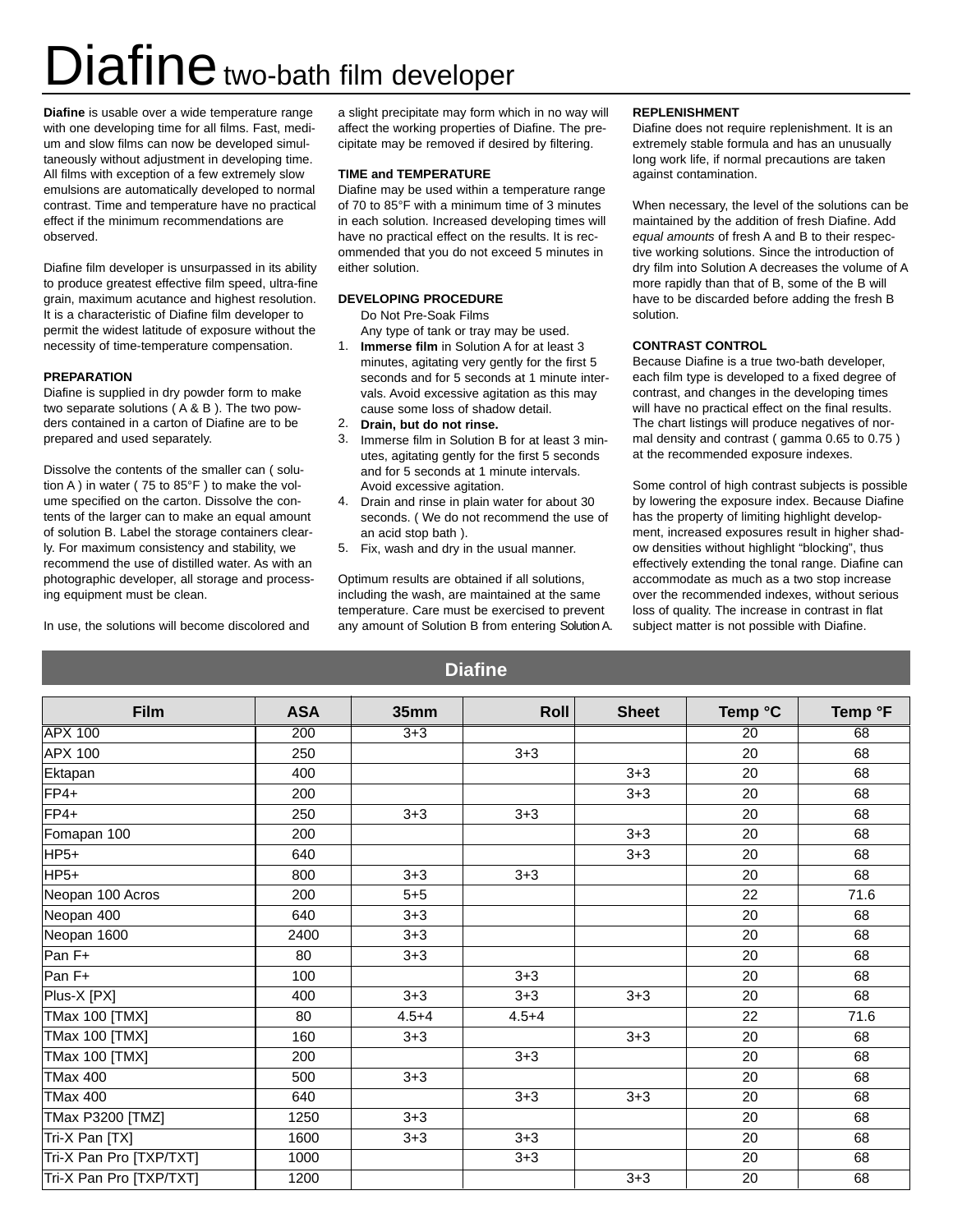# Diafine two-bath film developer

**Diafine** is usable over a wide temperature range with one developing time for all films. Fast, medium and slow films can now be developed simultaneously without adjustment in developing time. All films with exception of a few extremely slow emulsions are automatically developed to normal contrast. Time and temperature have no practical effect if the minimum recommendations are observed.

Diafine film developer is unsurpassed in its ability to produce greatest effective film speed, ultra-fine grain, maximum acutance and highest resolution. It is a characteristic of Diafine film developer to permit the widest latitude of exposure without the necessity of time-temperature compensation.

### PREPARATION

Diafine is supplied in dry powder form to make two separate solutions ( A & B ). The two powders contained in a carton of Diafine are to be prepared and used separately.

Dissolve the contents of the smaller can ( solution A ) in water ( 75 to 85°F ) to make the volume specified on the carton. Dissolve the contents of the larger can to make an equal amount of solution B. Label the storage containers clearly. For maximum consistency and stability, we recommend the use of distilled water. As with an photographic developer, all storage and processing equipment must be clean.

In use, the solutions will become discolored and a slight precipitate may form which in no way will affect the working properties of Diafine. The precipitate may be removed if desired by filtering.

### TIME and TEMPERATURE

Diafine may be used within a temperature range of 70 to 85°F with a minimum time of 3 minutes in each solution. Increased developing times will have no practical effect on the results. It is recommended that you do not exceed 5 minutes in either solution.

### DEVELOPING PROCEDURE

Do Not Pre-Soak Films
Any type of tank or tray may be used.

1. **Immerse film** in Solution A for at least 3 minutes, agitating very gently for the first 5 seconds and for 5 seconds at 1 minute intervals. Avoid excessive agitation as this may cause some loss of shadow detail.
2. **Drain, but do not rinse.**
3. Immerse film in Solution B for at least 3 minutes, agitating gently for the first 5 seconds and for 5 seconds at 1 minute intervals. Avoid excessive agitation.
4. Drain and rinse in plain water for about 30 seconds. ( We do not recommend the use of an acid stop bath ).
5. Fix, wash and dry in the usual manner.

Optimum results are obtained if all solutions, including the wash, are maintained at the same temperature. Care must be exercised to prevent any amount of Solution B from entering Solution A.

### REPLENISHMENT

Diafine does not require replenishment. It is an extremely stable formula and has an unusually long work life, if normal precautions are taken against contamination.

When necessary, the level of the solutions can be maintained by the addition of fresh Diafine. Add *equal amounts* of fresh A and B to their respective working solutions. Since the introduction of dry film into Solution A decreases the volume of A more rapidly than that of B, some of the B will have to be discarded before adding the fresh B solution.

### CONTRAST CONTROL

Because Diafine is a true two-bath developer, each film type is developed to a fixed degree of contrast, and changes in the developing times will have no practical effect on the final results. The chart listings will produce negatives of normal density and contrast ( gamma 0.65 to 0.75 ) at the recommended exposure indexes.

Some control of high contrast subjects is possible by lowering the exposure index. Because Diafine has the property of limiting highlight development, increased exposures result in higher shadow densities without highlight “blocking”, thus effectively extending the tonal range. Diafine can accommodate as much as a two stop increase over the recommended indexes, without serious loss of quality. The increase in contrast in flat subject matter is not possible with Diafine.

## Diafine

| Film | ASA | 35mm | Roll | Sheet | Temp °C | Temp °F |
|---|---|---|---|---|---|---|
| APX 100 | 200 | 3+3 | | | 20 | 68 |
| APX 100 | 250 | | 3+3 | | 20 | 68 |
| Ektapan | 400 | | | 3+3 | 20 | 68 |
| FP4+ | 200 | | | 3+3 | 20 | 68 |
| FP4+ | 250 | 3+3 | 3+3 | | 20 | 68 |
| Fomapan 100 | 200 | | | 3+3 | 20 | 68 |
| HP5+ | 640 | | | 3+3 | 20 | 68 |
| HP5+ | 800 | 3+3 | 3+3 | | 20 | 68 |
| Neopan 100 Acros | 200 | 5+5 | | | 22 | 71.6 |
| Neopan 400 | 640 | 3+3 | | | 20 | 68 |
| Neopan 1600 | 2400 | 3+3 | | | 20 | 68 |
| Pan F+ | 80 | 3+3 | | | 20 | 68 |
| Pan F+ | 100 | | 3+3 | | 20 | 68 |
| Plus-X [PX] | 400 | 3+3 | 3+3 | 3+3 | 20 | 68 |
| TMax 100 [TMX] | 80 | 4.5+4 | 4.5+4 | | 22 | 71.6 |
| TMax 100 [TMX] | 160 | 3+3 | | 3+3 | 20 | 68 |
| TMax 100 [TMX] | 200 | | 3+3 | | 20 | 68 |
| TMax 400 | 500 | 3+3 | | | 20 | 68 |
| TMax 400 | 640 | | 3+3 | 3+3 | 20 | 68 |
| TMax P3200 [TMZ] | 1250 | 3+3 | | | 20 | 68 |
| Tri-X Pan [TX] | 1600 | 3+3 | 3+3 | | 20 | 68 |
| Tri-X Pan Pro [TXP/TXT] | 1000 | | 3+3 | | 20 | 68 |
| Tri-X Pan Pro [TXP/TXT] | 1200 | | | 3+3 | 20 | 68 |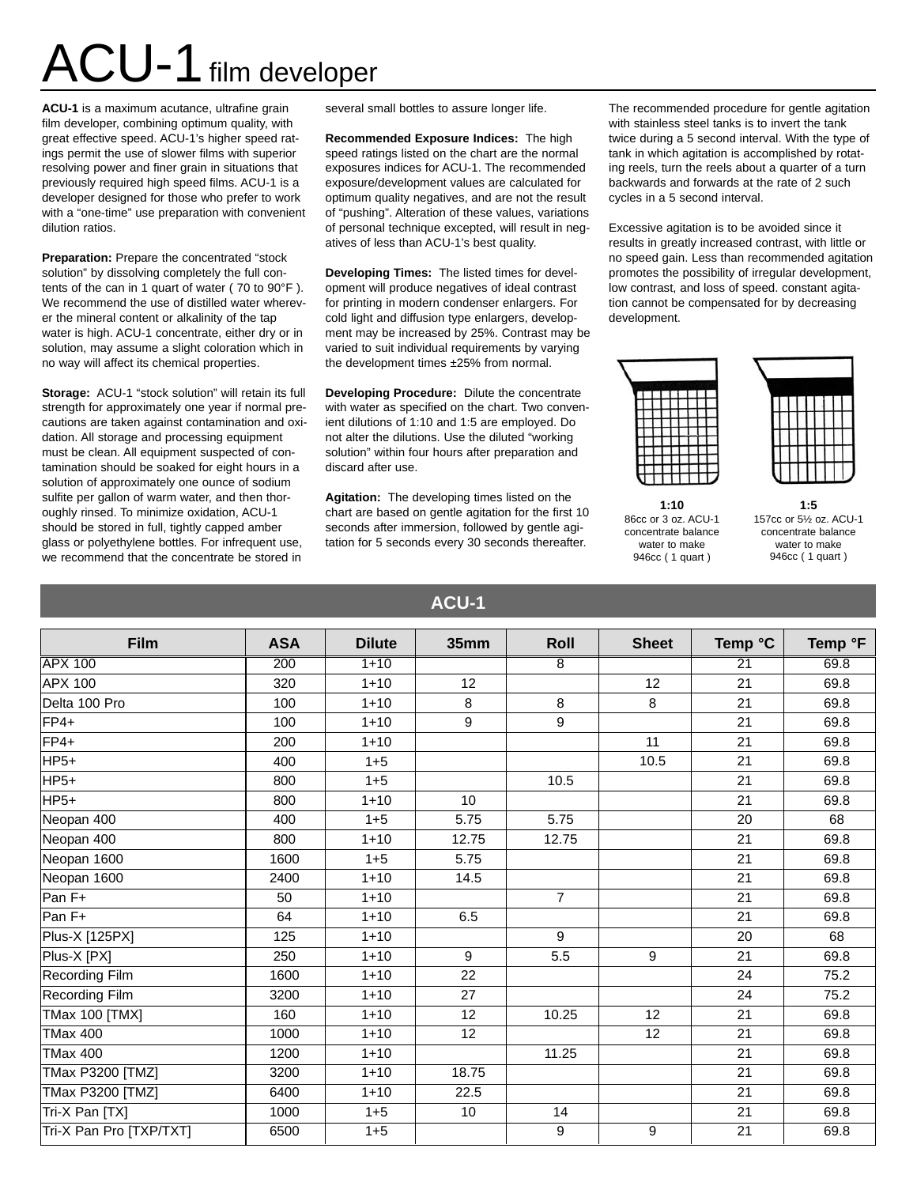# ACU-1 film developer

**ACU-1** is a maximum acutance, ultrafine grain film developer, combining optimum quality, with great effective speed. ACU-1's higher speed ratings permit the use of slower films with superior resolving power and finer grain in situations that previously required high speed films. ACU-1 is a developer designed for those who prefer to work with a "one-time" use preparation with convenient dilution ratios.

**Preparation:** Prepare the concentrated "stock solution" by dissolving completely the full contents of the can in 1 quart of water ( 70 to 90°F ). We recommend the use of distilled water wherever the mineral content or alkalinity of the tap water is high. ACU-1 concentrate, either dry or in solution, may assume a slight coloration which in no way will affect its chemical properties.

**Storage:** ACU-1 "stock solution" will retain its full strength for approximately one year if normal precautions are taken against contamination and oxidation. All storage and processing equipment must be clean. All equipment suspected of contamination should be soaked for eight hours in a solution of approximately one ounce of sodium sulfite per gallon of warm water, and then thoroughly rinsed. To minimize oxidation, ACU-1 should be stored in full, tightly capped amber glass or polyethylene bottles. For infrequent use, we recommend that the concentrate be stored in several small bottles to assure longer life.

**Recommended Exposure Indices:** The high speed ratings listed on the chart are the normal exposures indices for ACU-1. The recommended exposure/development values are calculated for optimum quality negatives, and are not the result of "pushing". Alteration of these values, variations of personal technique excepted, will result in negatives of less than ACU-1's best quality.

**Developing Times:** The listed times for development will produce negatives of ideal contrast for printing in modern condenser enlargers. For cold light and diffusion type enlargers, development may be increased by 25%. Contrast may be varied to suit individual requirements by varying the development times ±25% from normal.

**Developing Procedure:** Dilute the concentrate with water as specified on the chart. Two convenient dilutions of 1:10 and 1:5 are employed. Do not alter the dilutions. Use the diluted "working solution" within four hours after preparation and discard after use.

**Agitation:** The developing times listed on the chart are based on gentle agitation for the first 10 seconds after immersion, followed by gentle agitation for 5 seconds every 30 seconds thereafter.

The recommended procedure for gentle agitation with stainless steel tanks is to invert the tank twice during a 5 second interval. With the type of tank in which agitation is accomplished by rotating reels, turn the reels about a quarter of a turn backwards and forwards at the rate of 2 such cycles in a 5 second interval.

Excessive agitation is to be avoided since it results in greatly increased contrast, with little or no speed gain. Less than recommended agitation promotes the possibility of irregular development, low contrast, and loss of speed. constant agitation cannot be compensated for by decreasing development.

**1:10**
86cc or 3 oz. ACU-1 concentrate balance water to make 946cc ( 1 quart )

**1:5**
157cc or 5½ oz. ACU-1 concentrate balance water to make 946cc ( 1 quart )

## ACU-1

| Film | ASA | Dilute | 35mm | Roll | Sheet | Temp °C | Temp °F |
|---|---|---|---|---|---|---|---|
| APX 100 | 200 | 1+10 | | 8 | | 21 | 69.8 |
| APX 100 | 320 | 1+10 | 12 | | 12 | 21 | 69.8 |
| Delta 100 Pro | 100 | 1+10 | 8 | 8 | 8 | 21 | 69.8 |
| FP4+ | 100 | 1+10 | 9 | 9 | | 21 | 69.8 |
| FP4+ | 200 | 1+10 | | | 11 | 21 | 69.8 |
| HP5+ | 400 | 1+5 | | | 10.5 | 21 | 69.8 |
| HP5+ | 800 | 1+5 | | 10.5 | | 21 | 69.8 |
| HP5+ | 800 | 1+10 | 10 | | | 21 | 69.8 |
| Neopan 400 | 400 | 1+5 | 5.75 | 5.75 | | 20 | 68 |
| Neopan 400 | 800 | 1+10 | 12.75 | 12.75 | | 21 | 69.8 |
| Neopan 1600 | 1600 | 1+5 | 5.75 | | | 21 | 69.8 |
| Neopan 1600 | 2400 | 1+10 | 14.5 | | | 21 | 69.8 |
| Pan F+ | 50 | 1+10 | | 7 | | 21 | 69.8 |
| Pan F+ | 64 | 1+10 | 6.5 | | | 21 | 69.8 |
| Plus-X [125PX] | 125 | 1+10 | | 9 | | 20 | 68 |
| Plus-X [PX] | 250 | 1+10 | 9 | 5.5 | 9 | 21 | 69.8 |
| Recording Film | 1600 | 1+10 | 22 | | | 24 | 75.2 |
| Recording Film | 3200 | 1+10 | 27 | | | 24 | 75.2 |
| TMax 100 [TMX] | 160 | 1+10 | 12 | 10.25 | 12 | 21 | 69.8 |
| TMax 400 | 1000 | 1+10 | 12 | | 12 | 21 | 69.8 |
| TMax 400 | 1200 | 1+10 | | 11.25 | | 21 | 69.8 |
| TMax P3200 [TMZ] | 3200 | 1+10 | 18.75 | | | 21 | 69.8 |
| TMax P3200 [TMZ] | 6400 | 1+10 | 22.5 | | | 21 | 69.8 |
| Tri-X Pan [TX] | 1000 | 1+5 | 10 | 14 | | 21 | 69.8 |
| Tri-X Pan Pro [TXP/TXT] | 6500 | 1+5 | | 9 | 9 | 21 | 69.8 |